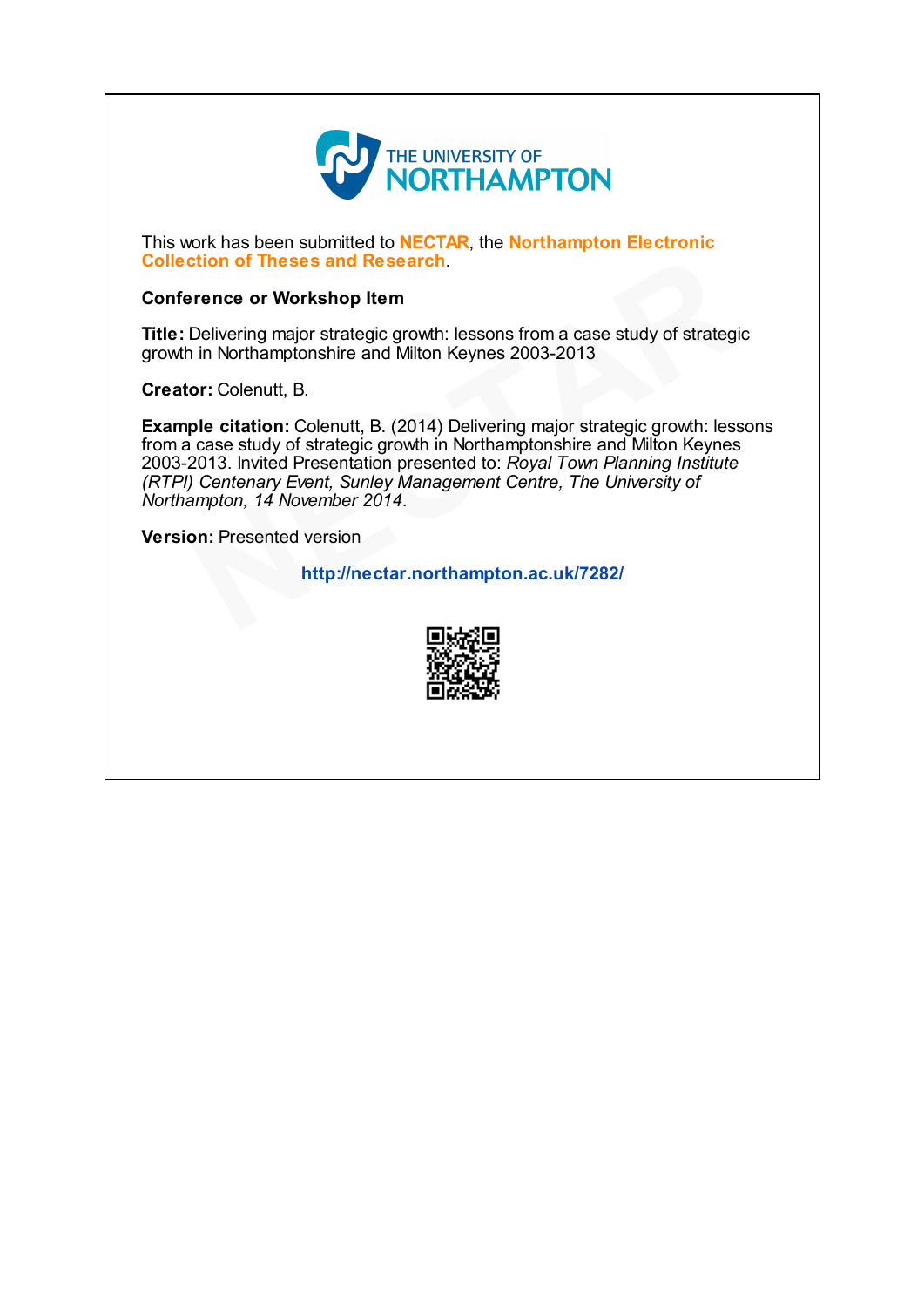This work has been submitted to **NECTAR**, the **Northampton Electronic Collection of Theses and Research**.

**Conference or Workshop Item**

**Title:** Delivering major strategic growth: lessons from a case study of strategic growth in Northamptonshire and Milton Keynes 2003-2013

**Creator:** Colenutt, B.

**Example citation:** Colenutt, B. (2014) Delivering major strategic growth: lessons from a case study of strategic growth in Northamptonshire and Milton Keynes 2003-2013. Invited Presentation presented to: *Royal Town Planning Institute (RTPI) Centenary Event, Sunley Management Centre, The University of Northampton, 14 November 2014*.

**Version:** Presented version

**http://nectar.northampton.ac.uk/7282/**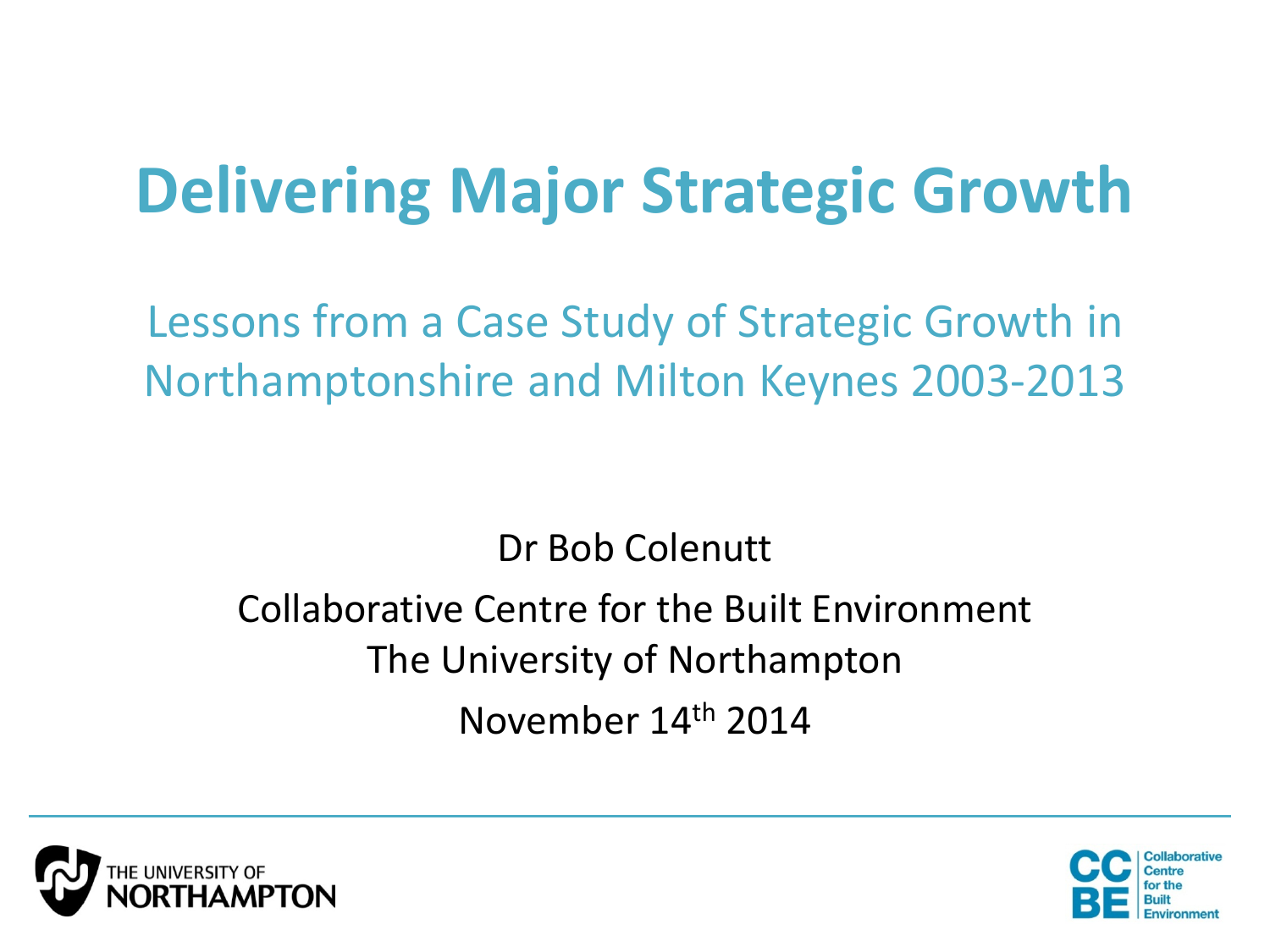# Delivering Major Strategic Growth

## Lessons from a Case Study of Strategic Growth in Northamptonshire and Milton Keynes 2003-2013

Dr Bob Colenutt

Collaborative Centre for the Built Environment

The University of Northampton

November 14th 2014

THE UNIVERSITY OF NORTHAMPTON

CC BE Collaborative Centre for the Built Environment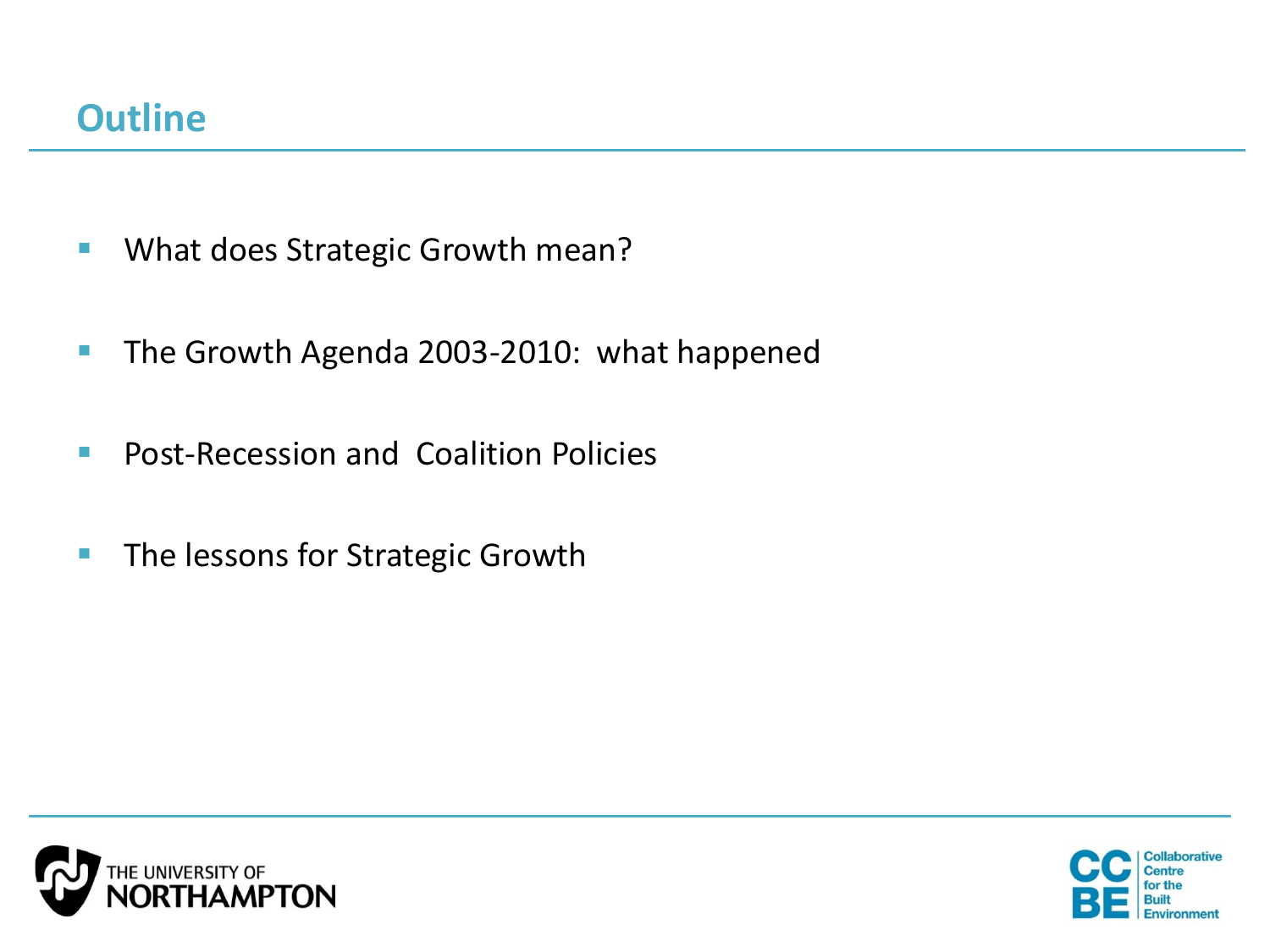## Outline

- What does Strategic Growth mean?
- The Growth Agenda 2003-2010: what happened
- Post-Recession and Coalition Policies
- The lessons for Strategic Growth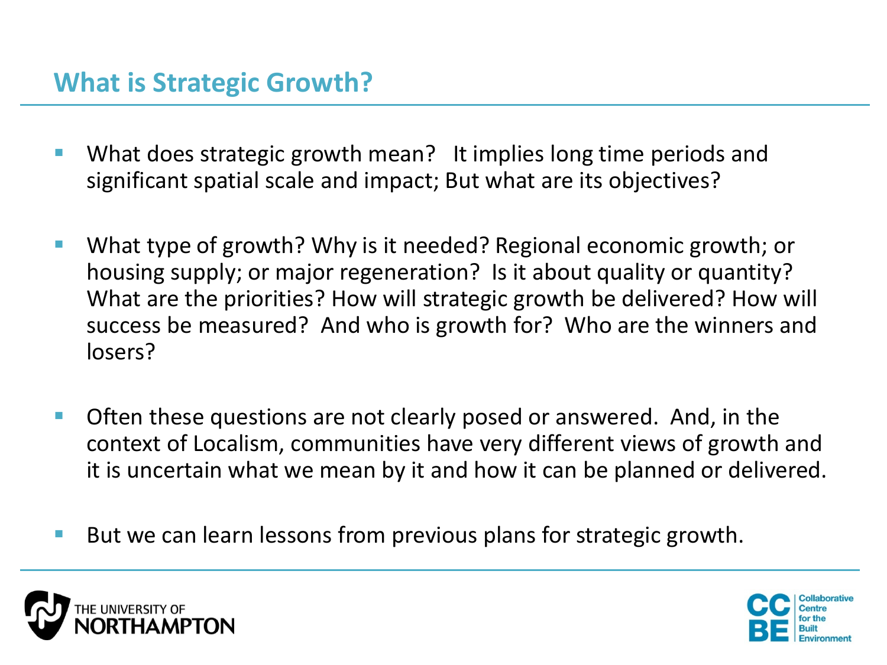## What is Strategic Growth?

- What does strategic growth mean? It implies long time periods and significant spatial scale and impact; But what are its objectives?

- What type of growth? Why is it needed? Regional economic growth; or housing supply; or major regeneration? Is it about quality or quantity? What are the priorities? How will strategic growth be delivered? How will success be measured? And who is growth for? Who are the winners and losers?

- Often these questions are not clearly posed or answered. And, in the context of Localism, communities have very different views of growth and it is uncertain what we mean by it and how it can be planned or delivered.

- But we can learn lessons from previous plans for strategic growth.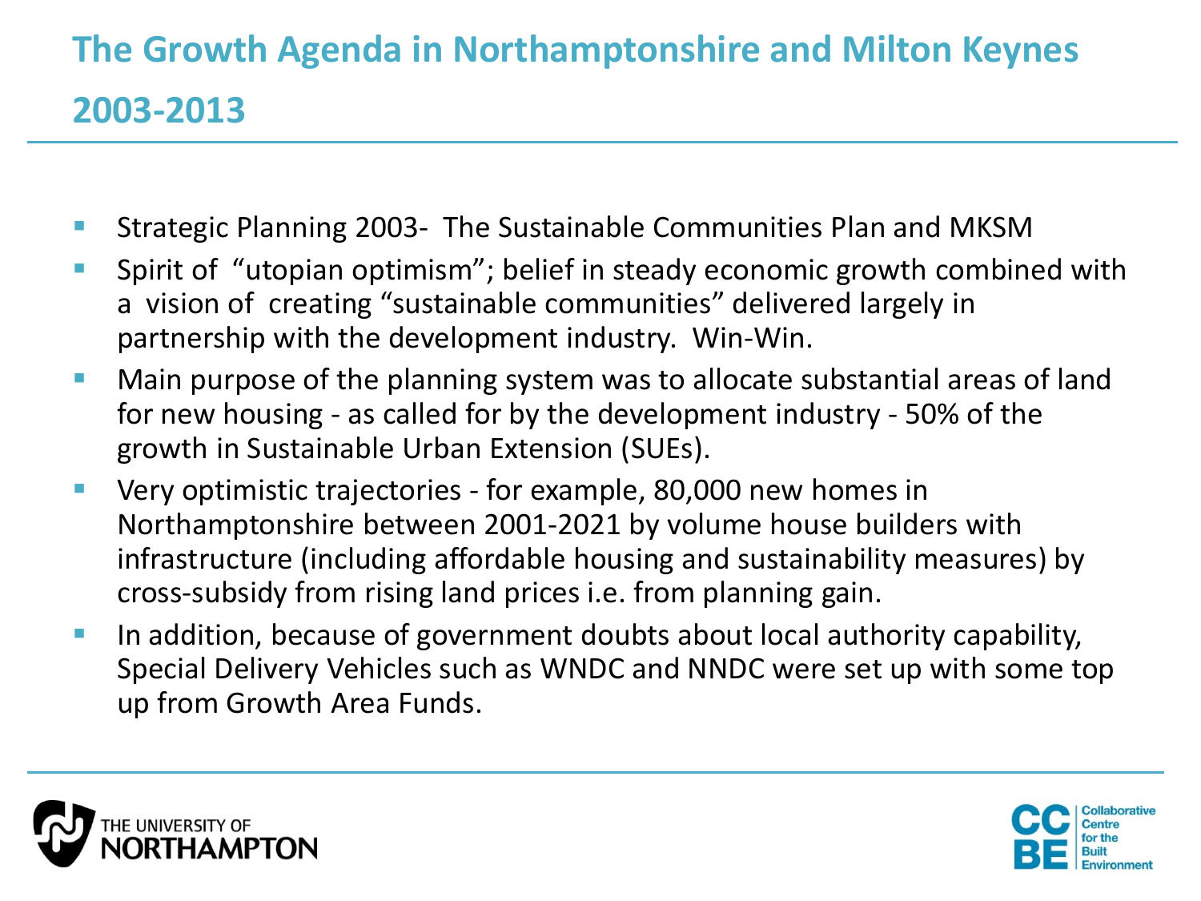# The Growth Agenda in Northamptonshire and Milton Keynes 2003-2013

- Strategic Planning 2003- The Sustainable Communities Plan and MKSM
- Spirit of "utopian optimism"; belief in steady economic growth combined with a vision of creating "sustainable communities" delivered largely in partnership with the development industry. Win-Win.
- Main purpose of the planning system was to allocate substantial areas of land for new housing - as called for by the development industry - 50% of the growth in Sustainable Urban Extension (SUEs).
- Very optimistic trajectories - for example, 80,000 new homes in Northamptonshire between 2001-2021 by volume house builders with infrastructure (including affordable housing and sustainability measures) by cross-subsidy from rising land prices i.e. from planning gain.
- In addition, because of government doubts about local authority capability, Special Delivery Vehicles such as WNDC and NNDC were set up with some top up from Growth Area Funds.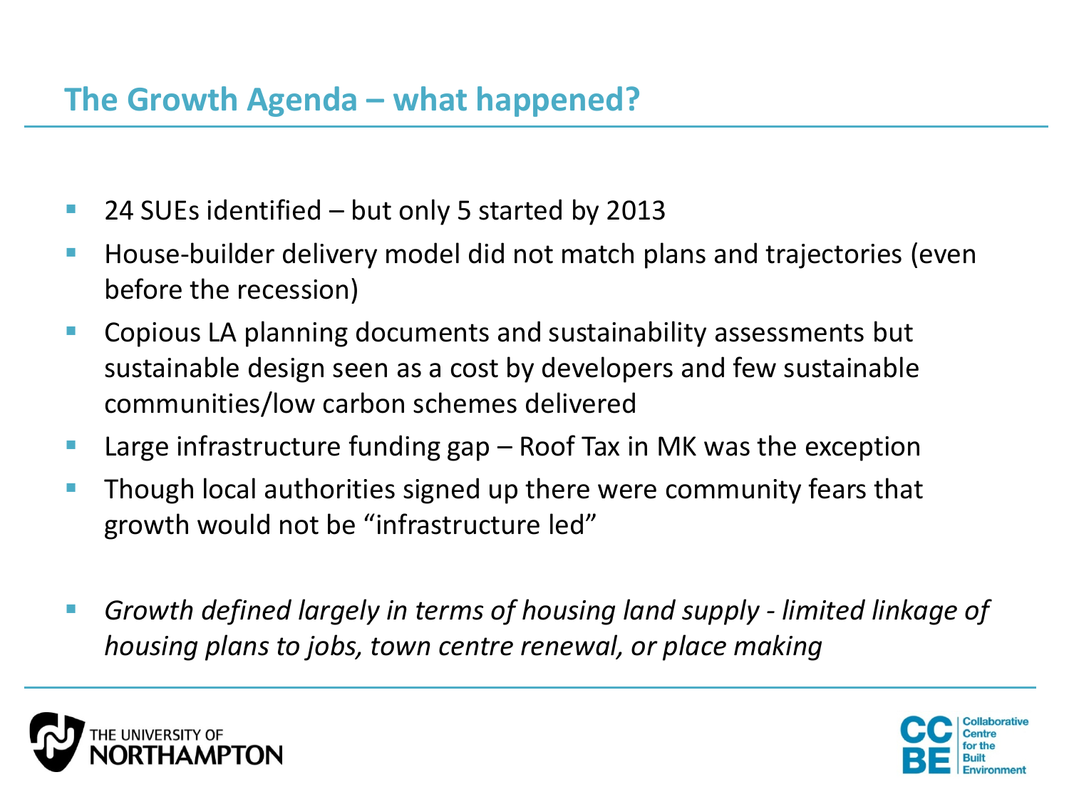## The Growth Agenda – what happened?

- 24 SUEs identified – but only 5 started by 2013
- House-builder delivery model did not match plans and trajectories (even before the recession)
- Copious LA planning documents and sustainability assessments but sustainable design seen as a cost by developers and few sustainable communities/low carbon schemes delivered
- Large infrastructure funding gap – Roof Tax in MK was the exception
- Though local authorities signed up there were community fears that growth would not be "infrastructure led"
- *Growth defined largely in terms of housing land supply - limited linkage of housing plans to jobs, town centre renewal, or place making*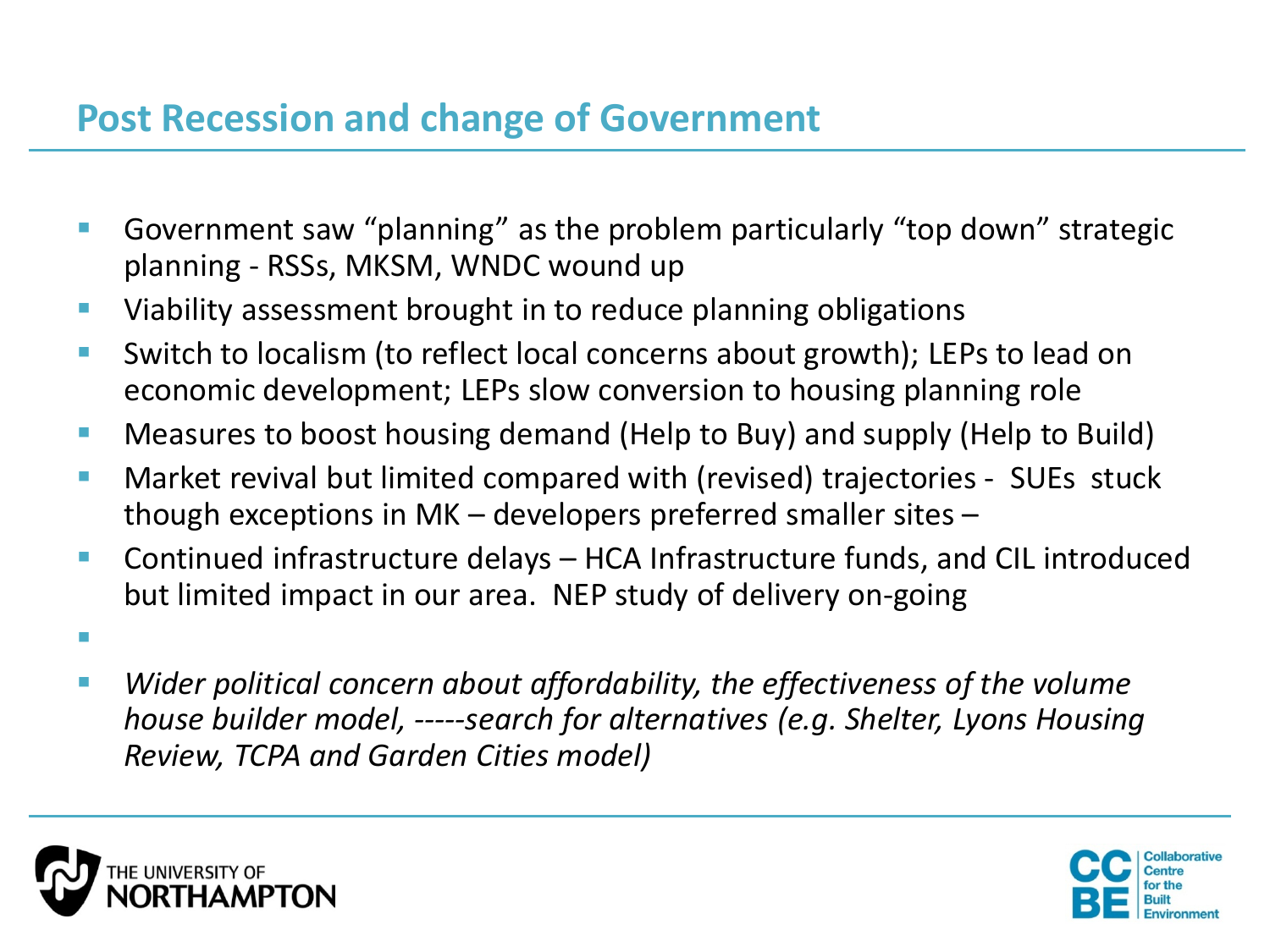## Post Recession and change of Government

- Government saw "planning" as the problem particularly "top down" strategic planning - RSSs, MKSM, WNDC wound up
- Viability assessment brought in to reduce planning obligations
- Switch to localism (to reflect local concerns about growth); LEPs to lead on economic development; LEPs slow conversion to housing planning role
- Measures to boost housing demand (Help to Buy) and supply (Help to Build)
- Market revival but limited compared with (revised) trajectories - SUEs stuck though exceptions in MK – developers preferred smaller sites –
- Continued infrastructure delays – HCA Infrastructure funds, and CIL introduced but limited impact in our area. NEP study of delivery on-going
- 
- *Wider political concern about affordability, the effectiveness of the volume house builder model, -----search for alternatives (e.g. Shelter, Lyons Housing Review, TCPA and Garden Cities model)*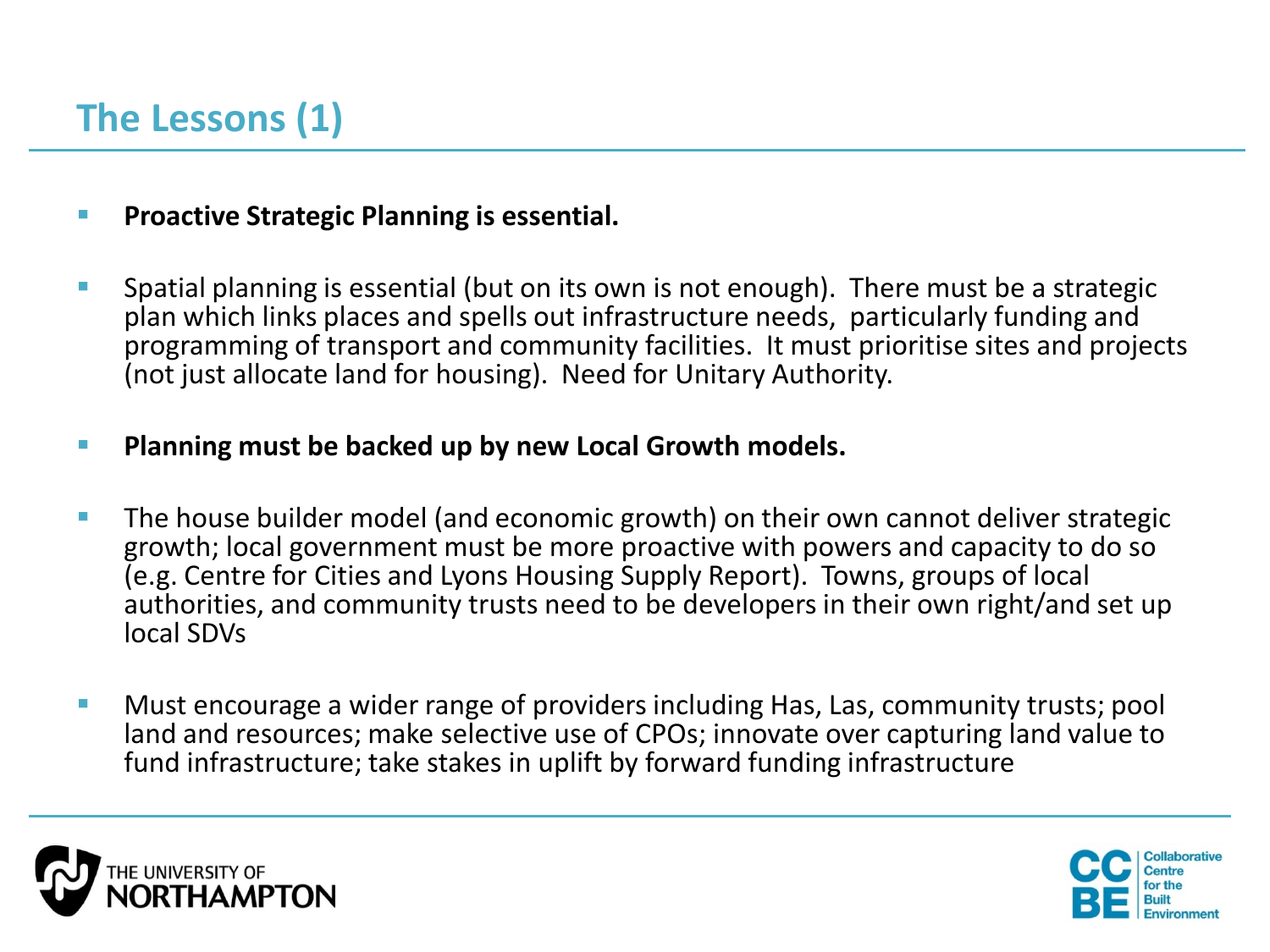## The Lessons (1)

- **Proactive Strategic Planning is essential.**

- Spatial planning is essential (but on its own is not enough). There must be a strategic plan which links places and spells out infrastructure needs, particularly funding and programming of transport and community facilities. It must prioritise sites and projects (not just allocate land for housing). Need for Unitary Authority.

- **Planning must be backed up by new Local Growth models.**

- The house builder model (and economic growth) on their own cannot deliver strategic growth; local government must be more proactive with powers and capacity to do so (e.g. Centre for Cities and Lyons Housing Supply Report). Towns, groups of local authorities, and community trusts need to be developers in their own right/and set up local SDVs

- Must encourage a wider range of providers including Has, Las, community trusts; pool land and resources; make selective use of CPOs; innovate over capturing land value to fund infrastructure; take stakes in uplift by forward funding infrastructure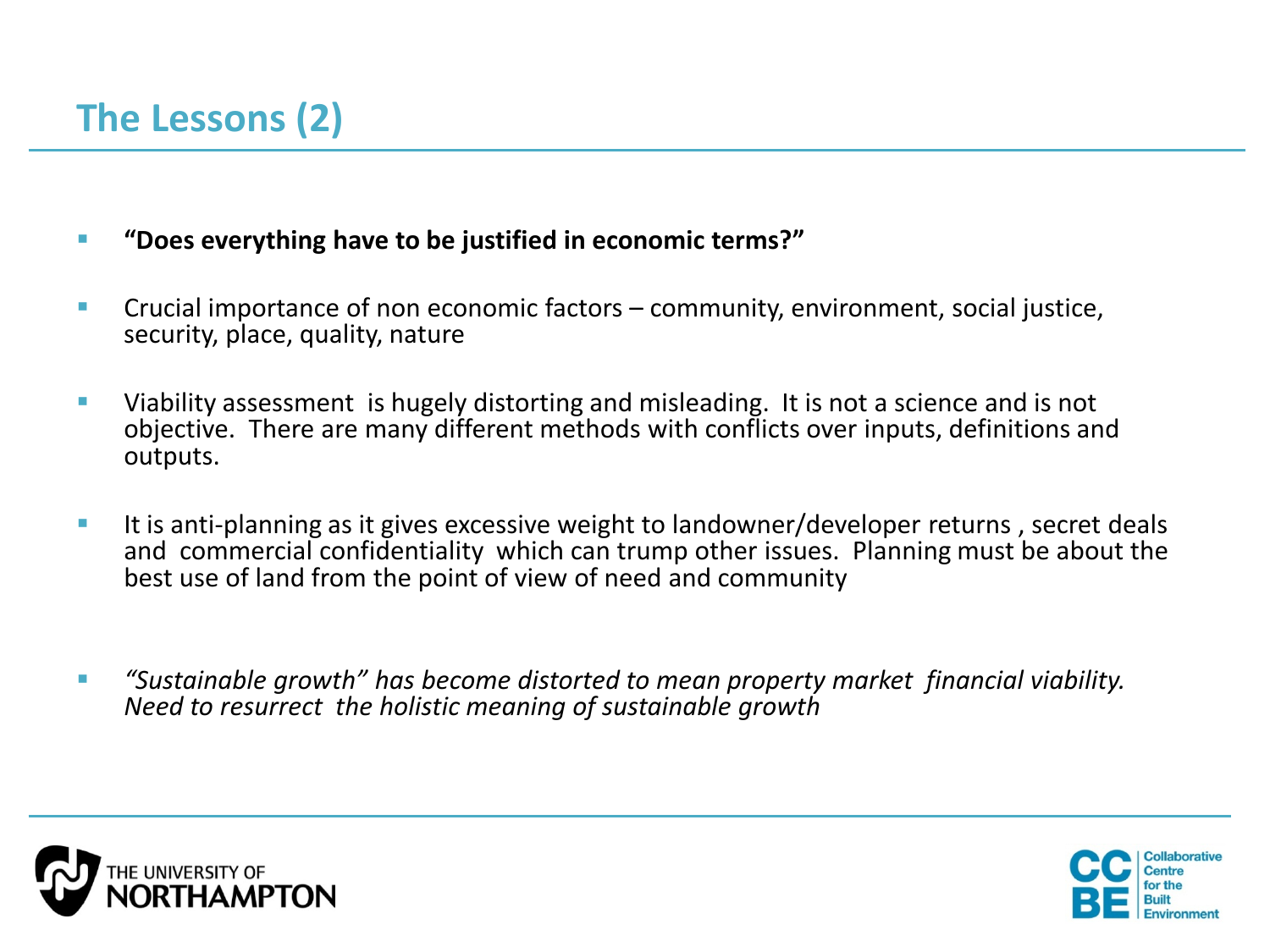## The Lessons (2)

- **"Does everything have to be justified in economic terms?"**
- Crucial importance of non economic factors – community, environment, social justice, security, place, quality, nature
- Viability assessment is hugely distorting and misleading. It is not a science and is not objective. There are many different methods with conflicts over inputs, definitions and outputs.
- It is anti-planning as it gives excessive weight to landowner/developer returns , secret deals and commercial confidentiality which can trump other issues. Planning must be about the best use of land from the point of view of need and community
- *"Sustainable growth" has become distorted to mean property market financial viability. Need to resurrect the holistic meaning of sustainable growth*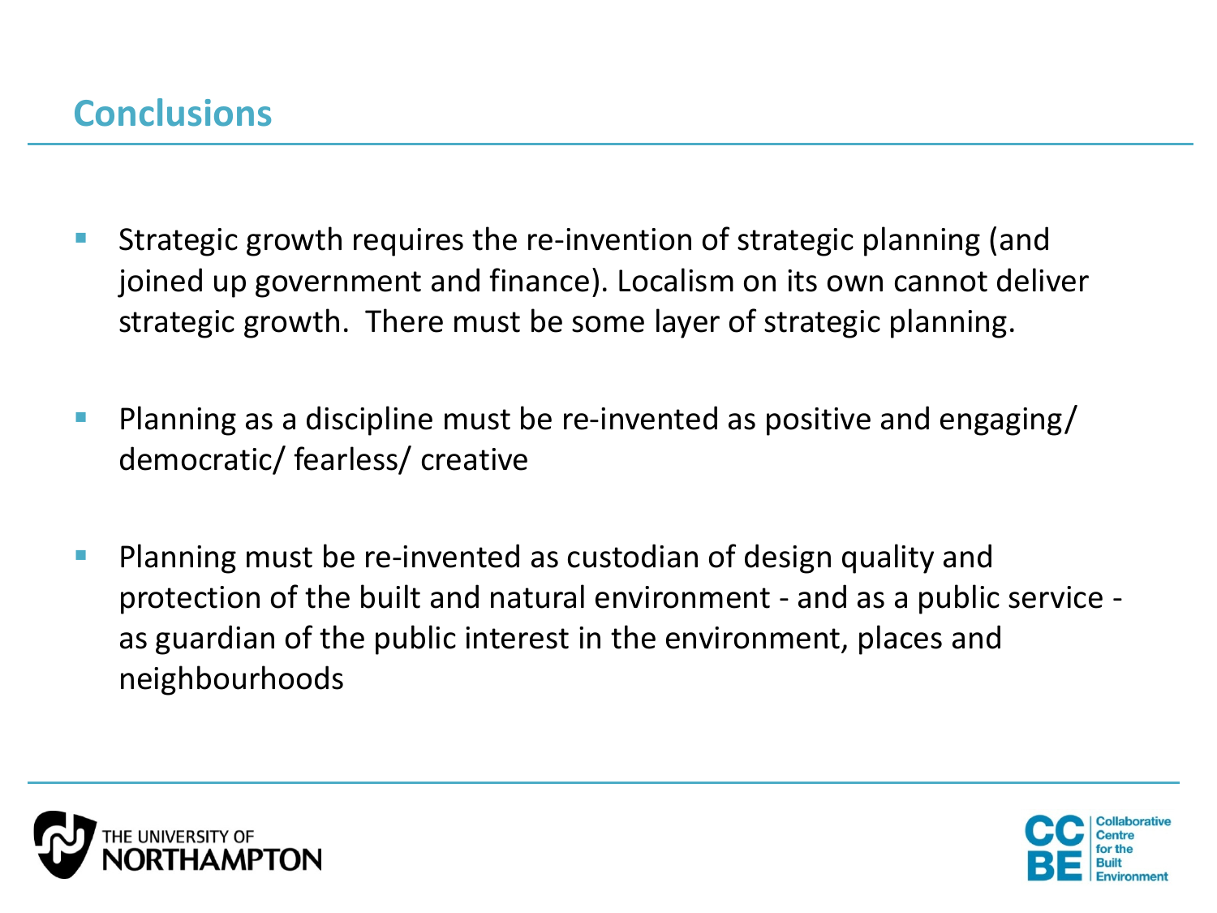## Conclusions

- Strategic growth requires the re-invention of strategic planning (and joined up government and finance). Localism on its own cannot deliver strategic growth. There must be some layer of strategic planning.
- Planning as a discipline must be re-invented as positive and engaging/ democratic/ fearless/ creative
- Planning must be re-invented as custodian of design quality and protection of the built and natural environment - and as a public service - as guardian of the public interest in the environment, places and neighbourhoods